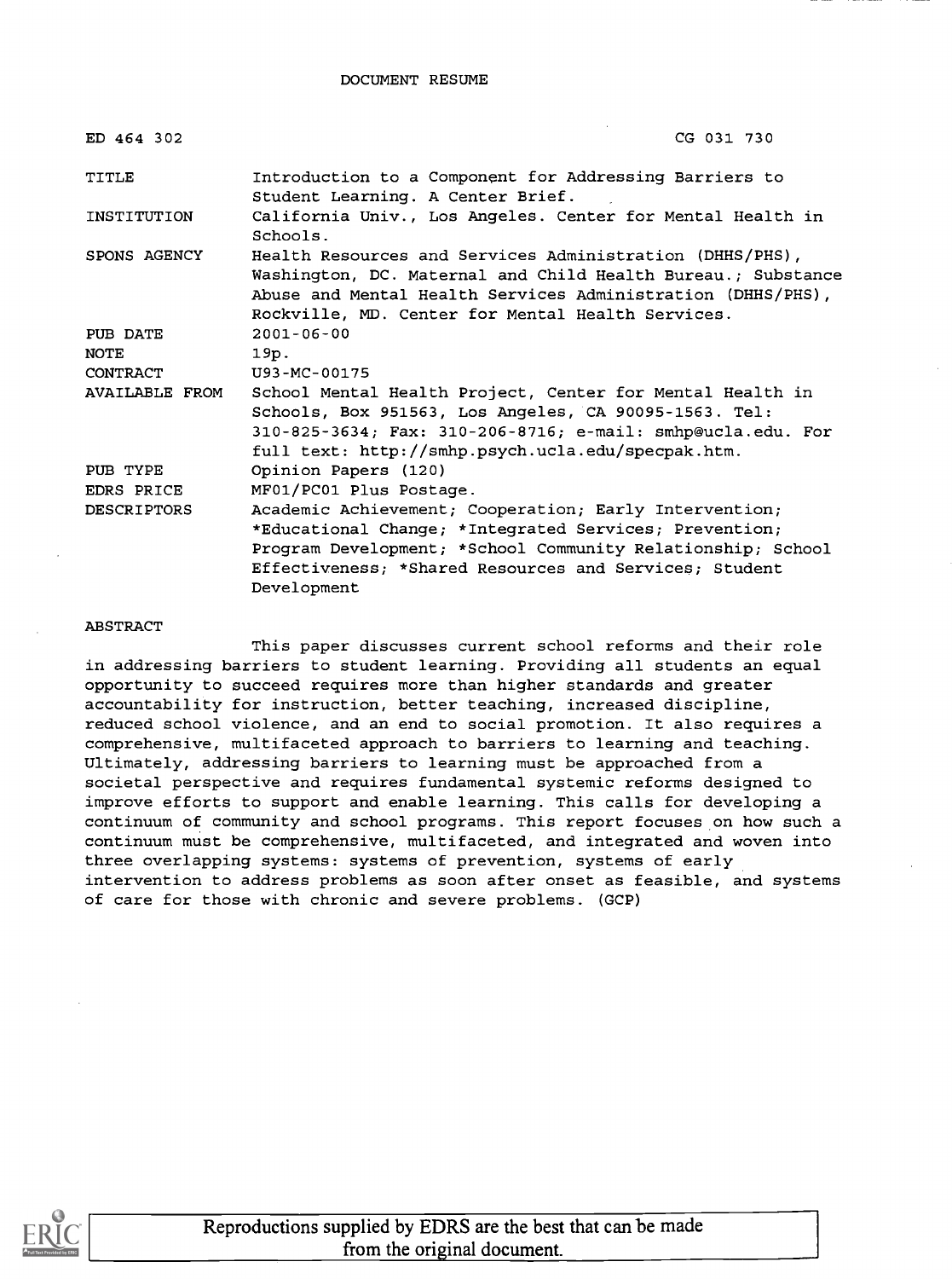DOCUMENT RESUME

| | | |
|---|---|---|
| ED 464 302 | | CG 031 730 |
| TITLE | Introduction to a Component for Addressing Barriers to Student Learning. A Center Brief. | |
| INSTITUTION | California Univ., Los Angeles. Center for Mental Health in Schools. | |
| SPONS AGENCY | Health Resources and Services Administration (DHHS/PHS), Washington, DC. Maternal and Child Health Bureau.; Substance Abuse and Mental Health Services Administration (DHHS/PHS), Rockville, MD. Center for Mental Health Services. | |
| PUB DATE | 2001-06-00 | |
| NOTE | 19p. | |
| CONTRACT | U93-MC-00175 | |
| AVAILABLE FROM | School Mental Health Project, Center for Mental Health in Schools, Box 951563, Los Angeles, CA 90095-1563. Tel: 310-825-3634; Fax: 310-206-8716; e-mail: smhp@ucla.edu. For full text: http://smhp.psych.ucla.edu/specpak.htm. | |
| PUB TYPE | Opinion Papers (120) | |
| EDRS PRICE | MF01/PC01 Plus Postage. | |
| DESCRIPTORS | Academic Achievement; Cooperation; Early Intervention; *Educational Change; *Integrated Services; Prevention; Program Development; *School Community Relationship; School Effectiveness; *Shared Resources and Services; Student Development | |

ABSTRACT

This paper discusses current school reforms and their role in addressing barriers to student learning. Providing all students an equal opportunity to succeed requires more than higher standards and greater accountability for instruction, better teaching, increased discipline, reduced school violence, and an end to social promotion. It also requires a comprehensive, multifaceted approach to barriers to learning and teaching. Ultimately, addressing barriers to learning must be approached from a societal perspective and requires fundamental systemic reforms designed to improve efforts to support and enable learning. This calls for developing a continuum of community and school programs. This report focuses on how such a continuum must be comprehensive, multifaceted, and integrated and woven into three overlapping systems: systems of prevention, systems of early intervention to address problems as soon after onset as feasible, and systems of care for those with chronic and severe problems. (GCP)

Reproductions supplied by EDRS are the best that can be made from the original document.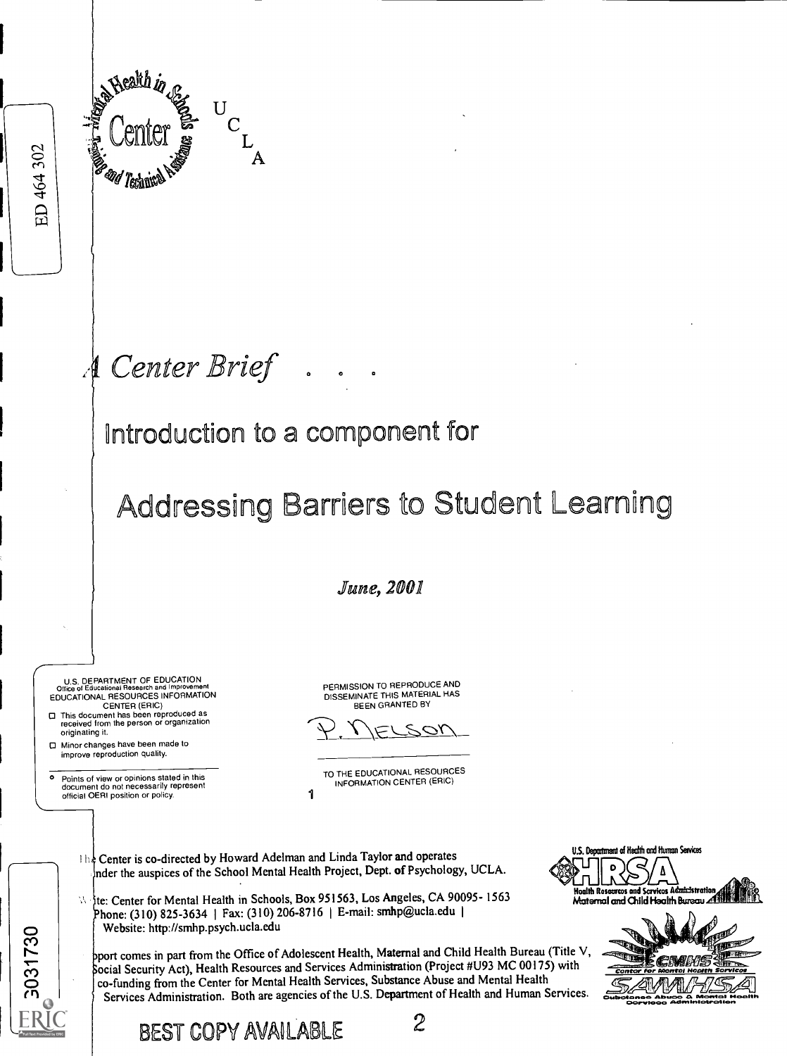ED 464 302

UCLA

# A Center Brief . . .

## Introduction to a component for

# Addressing Barriers to Student Learning

*June, 2001*

U.S. DEPARTMENT OF EDUCATION
Office of Educational Research and Improvement
EDUCATIONAL RESOURCES INFORMATION CENTER (ERIC)

- This document has been reproduced as received from the person or organization originating it.
- Minor changes have been made to improve reproduction quality.

Points of view or opinions stated in this document do not necessarily represent official OERI position or policy.

PERMISSION TO REPRODUCE AND DISSEMINATE THIS MATERIAL HAS BEEN GRANTED BY

P. Nelson

TO THE EDUCATIONAL RESOURCES INFORMATION CENTER (ERIC)

1

The Center is co-directed by Howard Adelman and Linda Taylor and operates under the auspices of the School Mental Health Project, Dept. of Psychology, UCLA.

Write: Center for Mental Health in Schools, Box 951563, Los Angeles, CA 90095- 1563
Phone: (310) 825-3634 | Fax: (310) 206-8716 | E-mail: smhp@ucla.edu |
Website: http://smhp.psych.ucla.edu

Support comes in part from the Office of Adolescent Health, Maternal and Child Health Bureau (Title V, Social Security Act), Health Resources and Services Administration (Project #U93 MC 00175) with co-funding from the Center for Mental Health Services, Substance Abuse and Mental Health Services Administration. Both are agencies of the U.S. Department of Health and Human Services.

U.S. Department of Health and Human Services
HRSA Health Resources and Services Administration
Maternal and Child Health Bureau

CMHS Center for Mental Health Services
SAMHSA Substance Abuse & Mental Health Services Administration

BEST COPY AVAILABLE

CG031730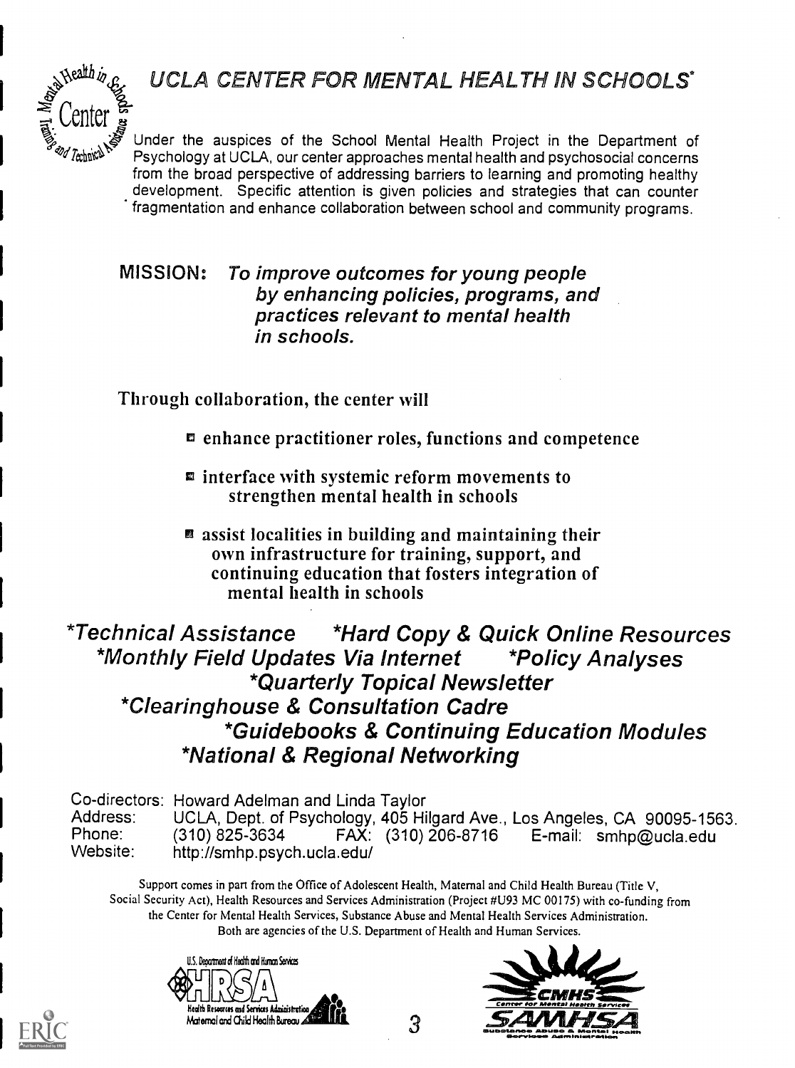# UCLA CENTER FOR MENTAL HEALTH IN SCHOOLS*

Under the auspices of the School Mental Health Project in the Department of Psychology at UCLA, our center approaches mental health and psychosocial concerns from the broad perspective of addressing barriers to learning and promoting healthy development. Specific attention is given policies and strategies that can counter fragmentation and enhance collaboration between school and community programs.

**MISSION:** ***To improve outcomes for young people by enhancing policies, programs, and practices relevant to mental health in schools.***

Through collaboration, the center will

- enhance practitioner roles, functions and competence
- interface with systemic reform movements to strengthen mental health in schools
- assist localities in building and maintaining their own infrastructure for training, support, and continuing education that fosters integration of mental health in schools

***Technical Assistance  *Hard Copy & Quick Online Resources***
***Monthly Field Updates Via Internet  *Policy Analyses***
***Quarterly Topical Newsletter***
***Clearinghouse & Consultation Cadre***
***Guidebooks & Continuing Education Modules***
***National & Regional Networking***

Co-directors: Howard Adelman and Linda Taylor
Address: UCLA, Dept. of Psychology, 405 Hilgard Ave., Los Angeles, CA 90095-1563.
Phone: (310) 825-3634  FAX: (310) 206-8716  E-mail: smhp@ucla.edu
Website: http://smhp.psych.ucla.edu/

Support comes in part from the Office of Adolescent Health, Maternal and Child Health Bureau (Title V, Social Security Act), Health Resources and Services Administration (Project #U93 MC 00175) with co-funding from the Center for Mental Health Services, Substance Abuse and Mental Health Services Administration. Both are agencies of the U.S. Department of Health and Human Services.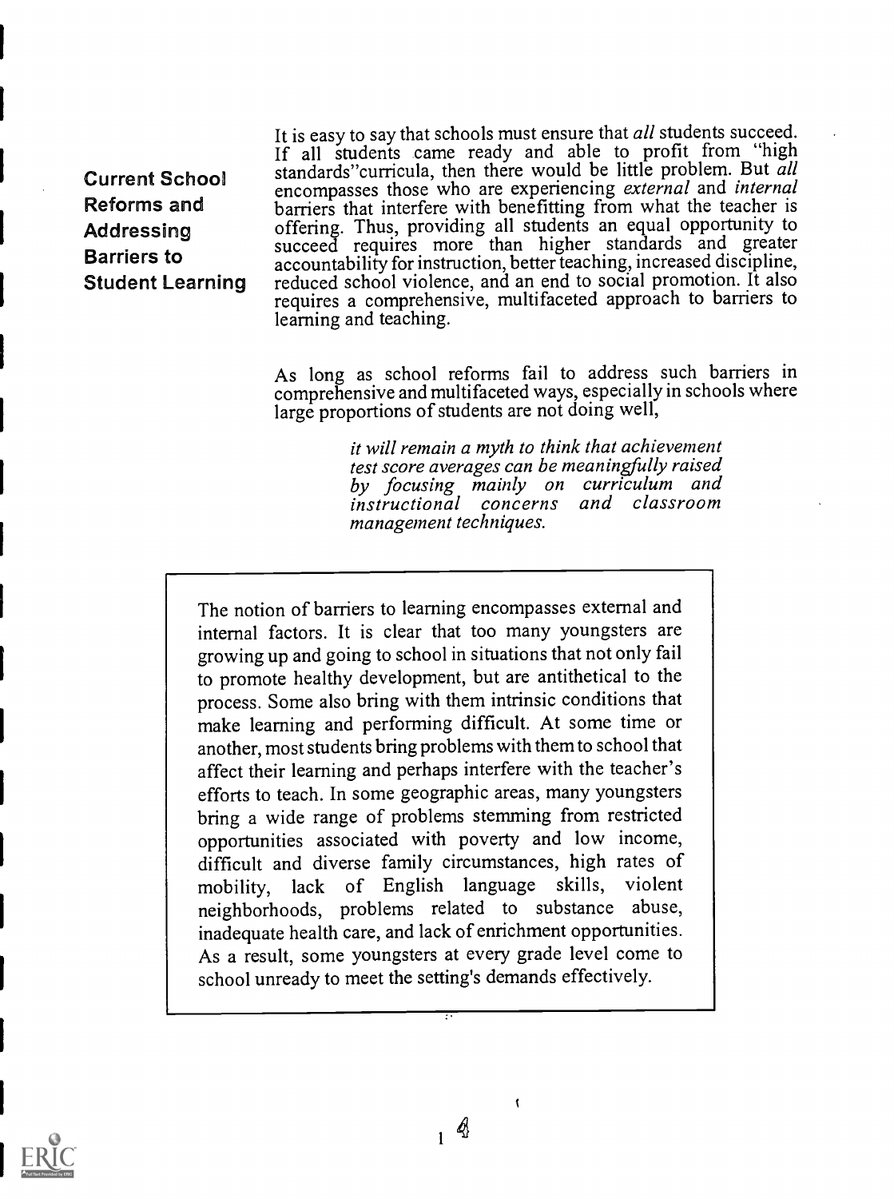## Current School Reforms and Addressing Barriers to Student Learning

It is easy to say that schools must ensure that *all* students succeed. If all students came ready and able to profit from "high standards" curricula, then there would be little problem. But *all* encompasses those who are experiencing *external* and *internal* barriers that interfere with benefitting from what the teacher is offering. Thus, providing all students an equal opportunity to succeed requires more than higher standards and greater accountability for instruction, better teaching, increased discipline, reduced school violence, and an end to social promotion. It also requires a comprehensive, multifaceted approach to barriers to learning and teaching.

As long as school reforms fail to address such barriers in comprehensive and multifaceted ways, especially in schools where large proportions of students are not doing well,

> *it will remain a myth to think that achievement test score averages can be meaningfully raised by focusing mainly on curriculum and instructional concerns and classroom management techniques.*

The notion of barriers to learning encompasses external and internal factors. It is clear that too many youngsters are growing up and going to school in situations that not only fail to promote healthy development, but are antithetical to the process. Some also bring with them intrinsic conditions that make learning and performing difficult. At some time or another, most students bring problems with them to school that affect their learning and perhaps interfere with the teacher's efforts to teach. In some geographic areas, many youngsters bring a wide range of problems stemming from restricted opportunities associated with poverty and low income, difficult and diverse family circumstances, high rates of mobility, lack of English language skills, violent neighborhoods, problems related to substance abuse, inadequate health care, and lack of enrichment opportunities. As a result, some youngsters at every grade level come to school unready to meet the setting's demands effectively.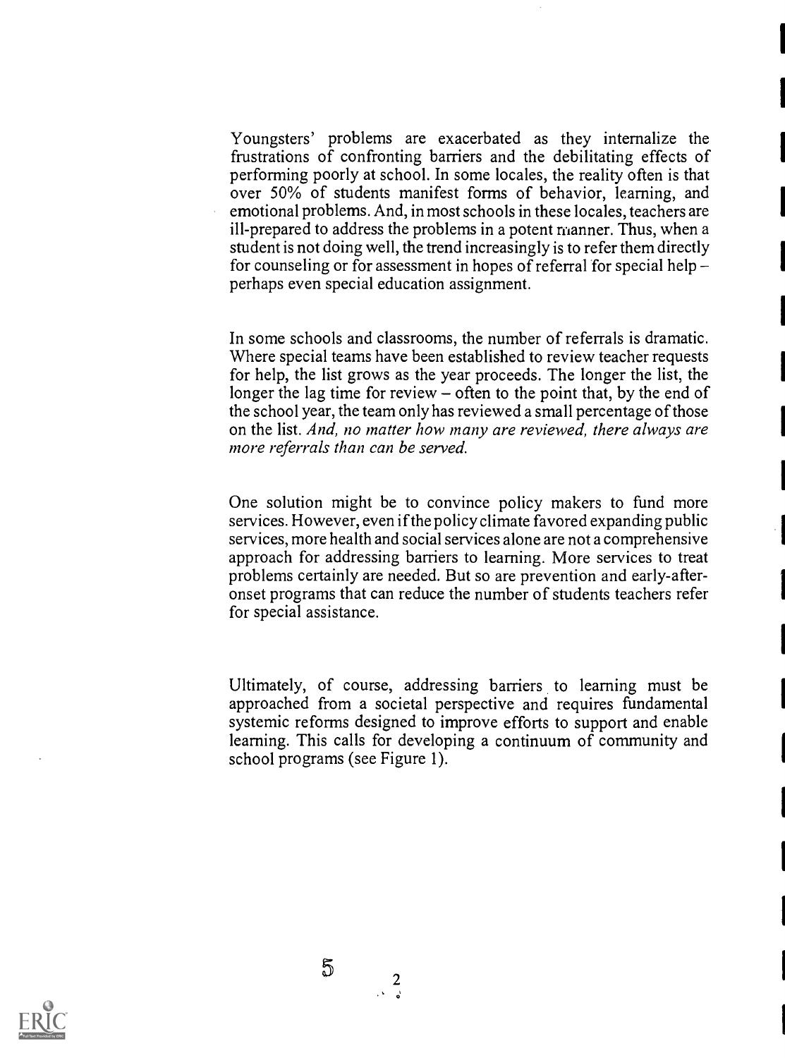Youngsters' problems are exacerbated as they internalize the frustrations of confronting barriers and the debilitating effects of performing poorly at school. In some locales, the reality often is that over 50% of students manifest forms of behavior, learning, and emotional problems. And, in most schools in these locales, teachers are ill-prepared to address the problems in a potent manner. Thus, when a student is not doing well, the trend increasingly is to refer them directly for counseling or for assessment in hopes of referral for special help – perhaps even special education assignment.

In some schools and classrooms, the number of referrals is dramatic. Where special teams have been established to review teacher requests for help, the list grows as the year proceeds. The longer the list, the longer the lag time for review – often to the point that, by the end of the school year, the team only has reviewed a small percentage of those on the list. *And, no matter how many are reviewed, there always are more referrals than can be served.*

One solution might be to convince policy makers to fund more services. However, even if the policy climate favored expanding public services, more health and social services alone are not a comprehensive approach for addressing barriers to learning. More services to treat problems certainly are needed. But so are prevention and early-after-onset programs that can reduce the number of students teachers refer for special assistance.

Ultimately, of course, addressing barriers to learning must be approached from a societal perspective and requires fundamental systemic reforms designed to improve efforts to support and enable learning. This calls for developing a continuum of community and school programs (see Figure 1).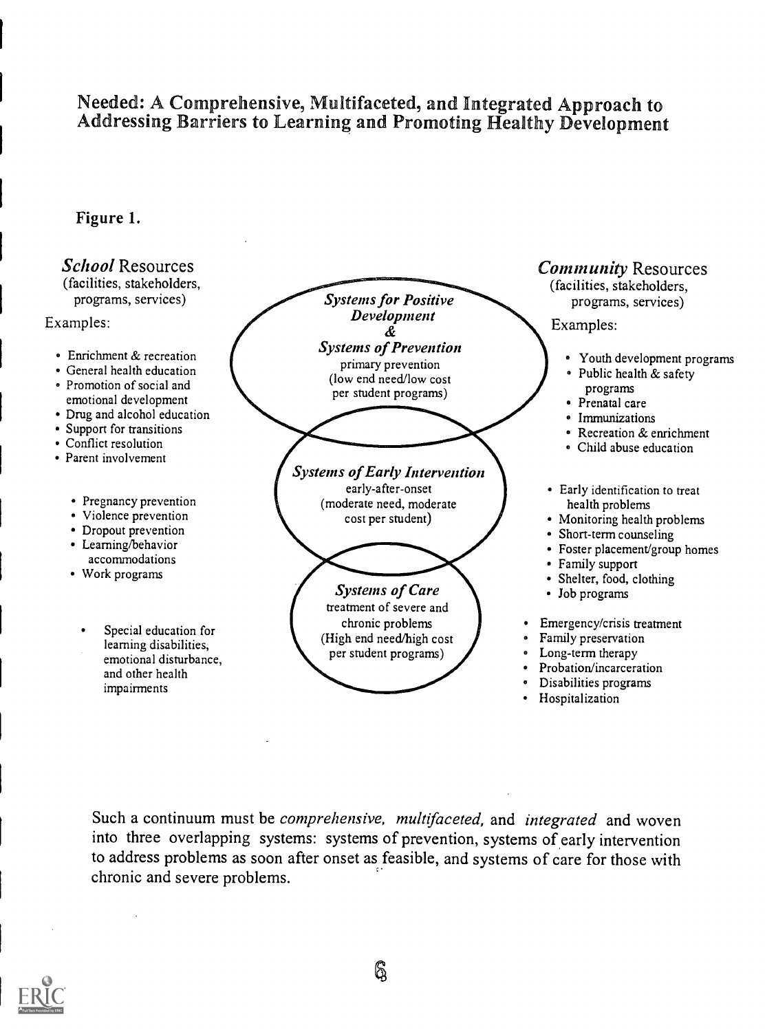## Needed: A Comprehensive, Multifaceted, and Integrated Approach to Addressing Barriers to Learning and Promoting Healthy Development

**Figure 1.**

*School* Resources
(facilities, stakeholders, programs, services)

Examples:

- Enrichment & recreation
- General health education
- Promotion of social and emotional development
- Drug and alcohol education
- Support for transitions
- Conflict resolution
- Parent involvement

- Pregnancy prevention
- Violence prevention
- Dropout prevention
- Learning/behavior accommodations
- Work programs

- Special education for learning disabilities, emotional disturbance, and other health impairments

*Systems for Positive Development & Systems of Prevention*
primary prevention
(low end need/low cost per student programs)

*Systems of Early Intervention*
early-after-onset
(moderate need, moderate cost per student)

*Systems of Care*
treatment of severe and chronic problems
(High end need/high cost per student programs)

*Community* Resources
(facilities, stakeholders, programs, services)

Examples:

- Youth development programs
- Public health & safety programs
- Prenatal care
- Immunizations
- Recreation & enrichment
- Child abuse education

- Early identification to treat health problems
- Monitoring health problems
- Short-term counseling
- Foster placement/group homes
- Family support
- Shelter, food, clothing
- Job programs

- Emergency/crisis treatment
- Family preservation
- Long-term therapy
- Probation/incarceration
- Disabilities programs
- Hospitalization

Such a continuum must be *comprehensive, multifaceted,* and *integrated* and woven into three overlapping systems: systems of prevention, systems of early intervention to address problems as soon after onset as feasible, and systems of care for those with chronic and severe problems.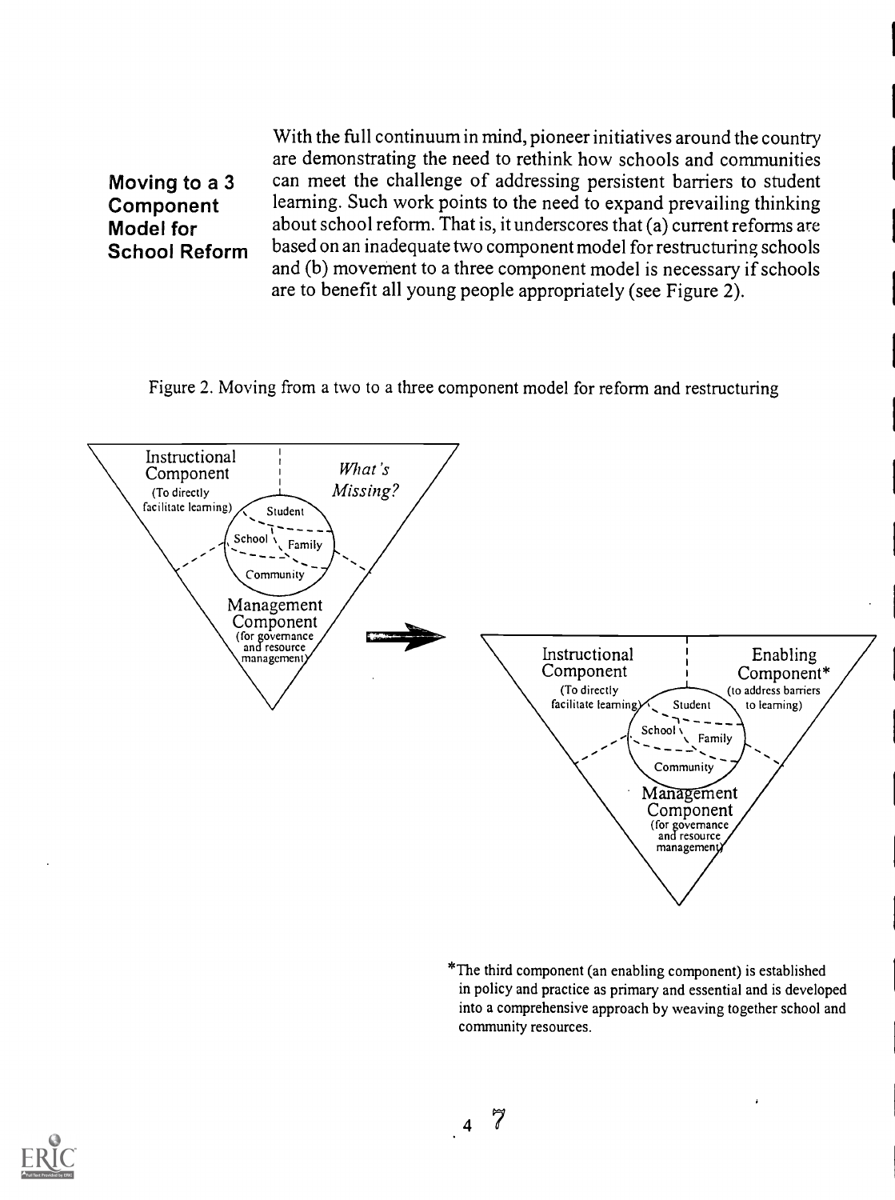## Moving to a 3 Component Model for School Reform

With the full continuum in mind, pioneer initiatives around the country are demonstrating the need to rethink how schools and communities can meet the challenge of addressing persistent barriers to student learning. Such work points to the need to expand prevailing thinking about school reform. That is, it underscores that (a) current reforms are based on an inadequate two component model for restructuring schools and (b) movement to a three component model is necessary if schools are to benefit all young people appropriately (see Figure 2).

Figure 2. Moving from a two to a three component model for reform and restructuring

Instructional Component (To directly facilitate learning)

*What's Missing?*

Student

School

Family

Community

Management Component (for governance and resource management)

Instructional Component (To directly facilitate learning)

Enabling Component* (to address barriers to learning)

Student

School

Family

Community

Management Component (for governance and resource management)

*The third component (an enabling component) is established in policy and practice as primary and essential and is developed into a comprehensive approach by weaving together school and community resources.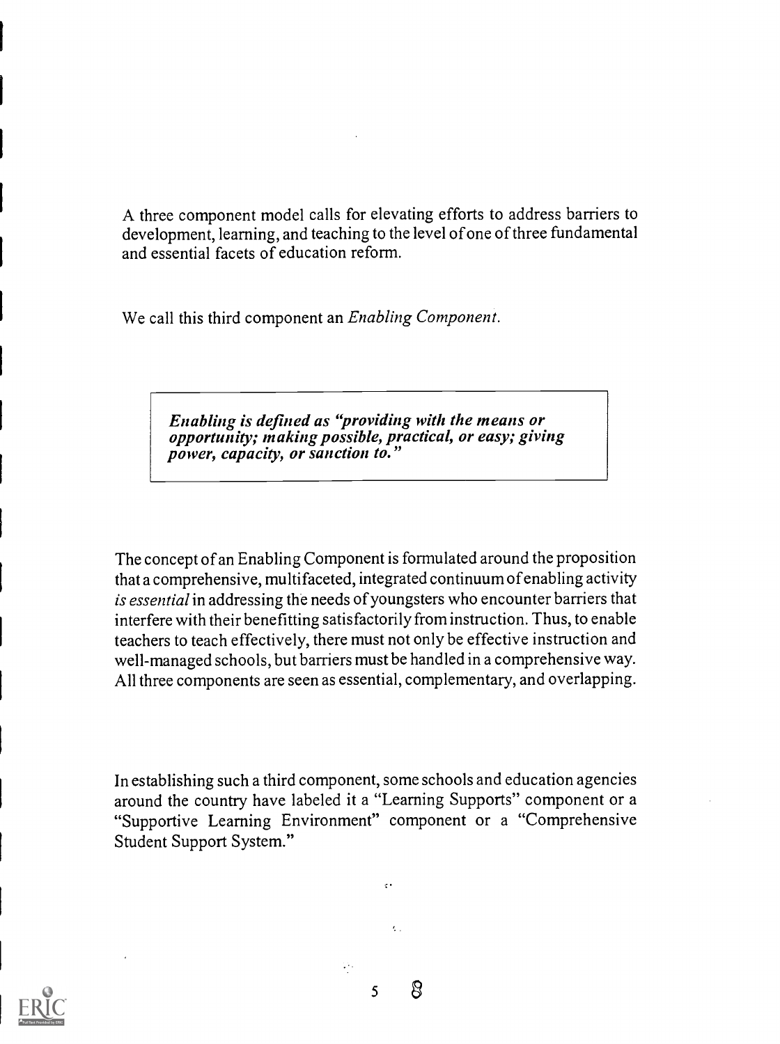A three component model calls for elevating efforts to address barriers to development, learning, and teaching to the level of one of three fundamental and essential facets of education reform.

We call this third component an *Enabling Component.*

> ***Enabling is defined as "providing with the means or opportunity; making possible, practical, or easy; giving power, capacity, or sanction to."***

The concept of an Enabling Component is formulated around the proposition that a comprehensive, multifaceted, integrated continuum of enabling activity *is essential* in addressing the needs of youngsters who encounter barriers that interfere with their benefitting satisfactorily from instruction. Thus, to enable teachers to teach effectively, there must not only be effective instruction and well-managed schools, but barriers must be handled in a comprehensive way. All three components are seen as essential, complementary, and overlapping.

In establishing such a third component, some schools and education agencies around the country have labeled it a "Learning Supports" component or a "Supportive Learning Environment" component or a "Comprehensive Student Support System."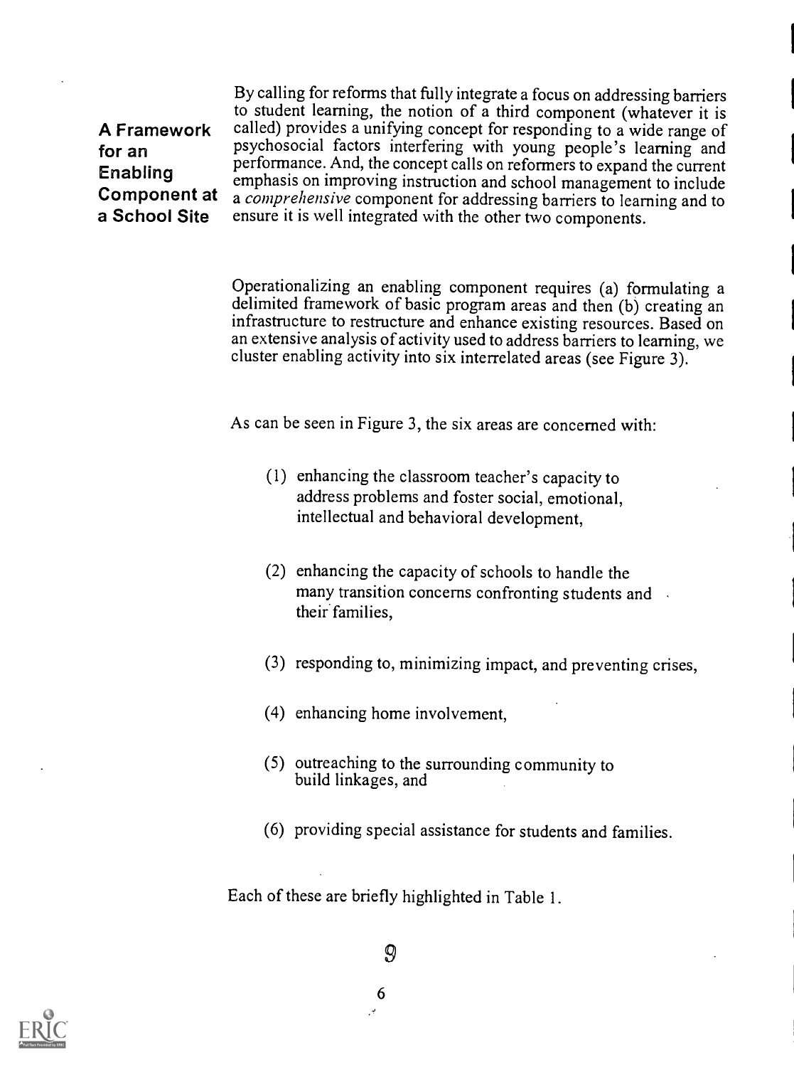## A Framework for an Enabling Component at a School Site

By calling for reforms that fully integrate a focus on addressing barriers to student learning, the notion of a third component (whatever it is called) provides a unifying concept for responding to a wide range of psychosocial factors interfering with young people's learning and performance. And, the concept calls on reformers to expand the current emphasis on improving instruction and school management to include a *comprehensive* component for addressing barriers to learning and to ensure it is well integrated with the other two components.

Operationalizing an enabling component requires (a) formulating a delimited framework of basic program areas and then (b) creating an infrastructure to restructure and enhance existing resources. Based on an extensive analysis of activity used to address barriers to learning, we cluster enabling activity into six interrelated areas (see Figure 3).

As can be seen in Figure 3, the six areas are concerned with:

(1) enhancing the classroom teacher's capacity to address problems and foster social, emotional, intellectual and behavioral development,

(2) enhancing the capacity of schools to handle the many transition concerns confronting students and their families,

(3) responding to, minimizing impact, and preventing crises,

(4) enhancing home involvement,

(5) outreaching to the surrounding community to build linkages, and

(6) providing special assistance for students and families.

Each of these are briefly highlighted in Table 1.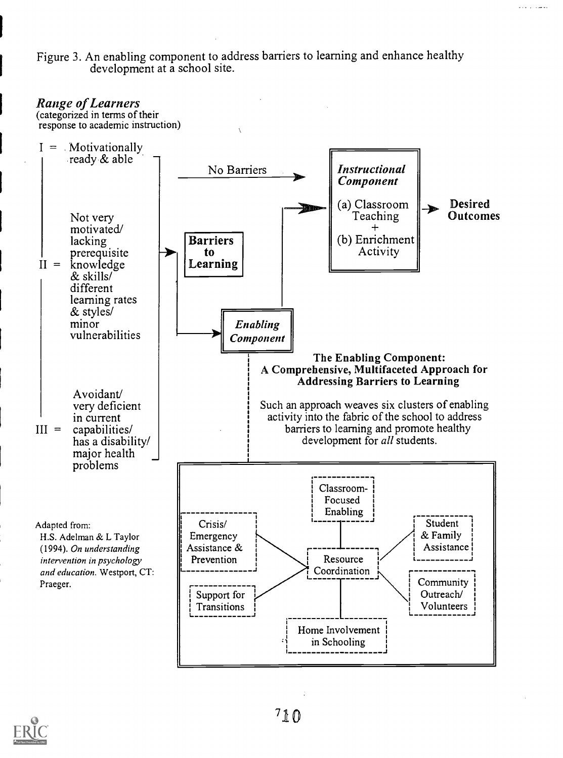Figure 3. An enabling component to address barriers to learning and enhance healthy development at a school site.

*Range of Learners*
(categorized in terms of their response to academic instruction)

I = Motivationally ready & able

II = Not very motivated/ lacking prerequisite knowledge & skills/ different learning rates & styles/ minor vulnerabilities

III = Avoidant/ very deficient in current capabilities/ has a disability/ major health problems

No Barriers

**Barriers to Learning**

*Enabling Component*

*Instructional Component*

(a) Classroom Teaching
\+
(b) Enrichment Activity

**Desired Outcomes**

**The Enabling Component: A Comprehensive, Multifaceted Approach for Addressing Barriers to Learning**

Such an approach weaves six clusters of enabling activity into the fabric of the school to address barriers to learning and promote healthy development for *all* students.

Classroom-Focused Enabling

Crisis/ Emergency Assistance & Prevention

Student & Family Assistance

Resource Coordination

Support for Transitions

Community Outreach/ Volunteers

Home Involvement in Schooling

Adapted from:
H.S. Adelman & L Taylor (1994). *On understanding intervention in psychology and education.* Westport, CT: Praeger.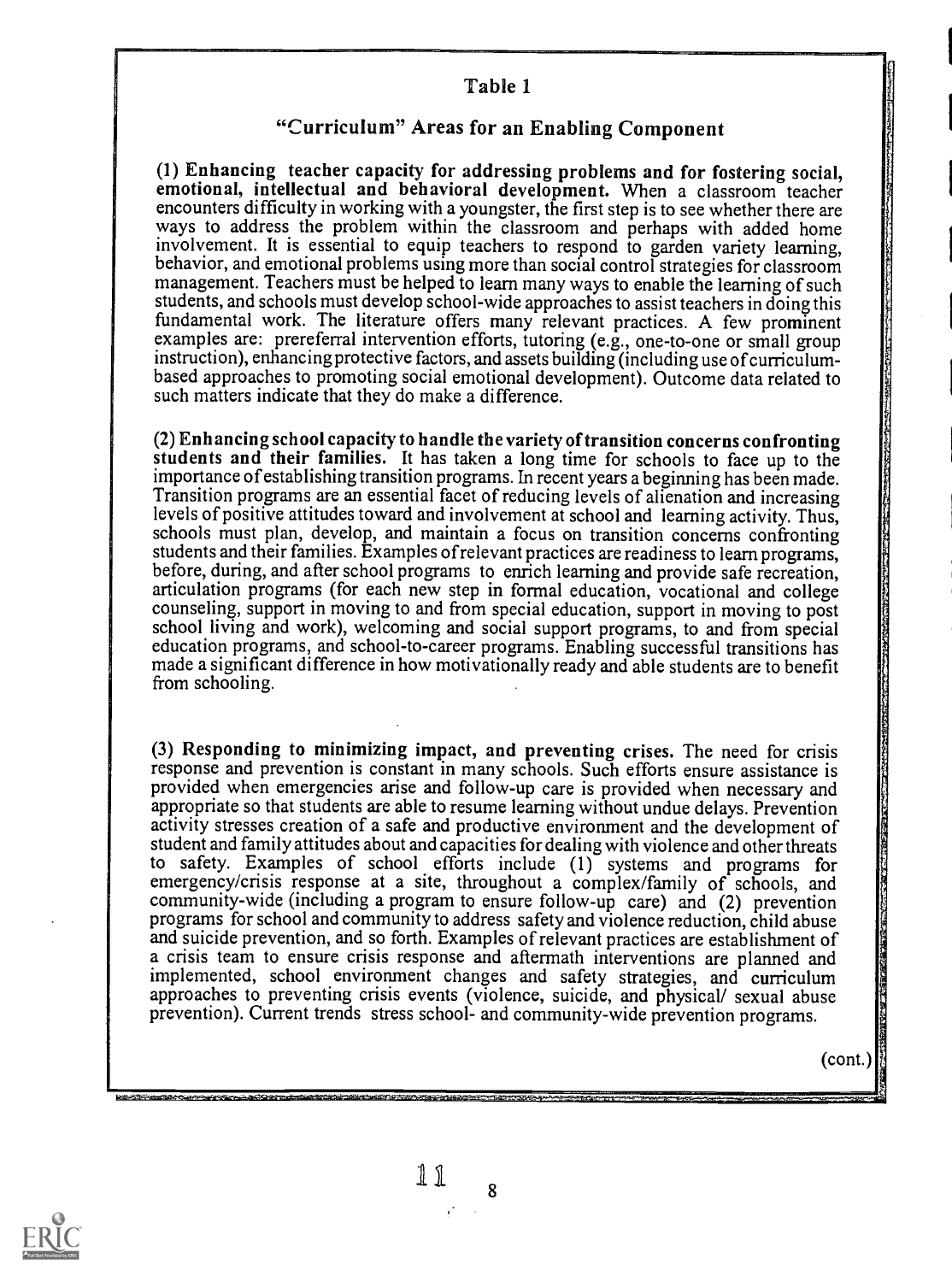## Table 1

### "Curriculum" Areas for an Enabling Component

**(1) Enhancing teacher capacity for addressing problems and for fostering social, emotional, intellectual and behavioral development.** When a classroom teacher encounters difficulty in working with a youngster, the first step is to see whether there are ways to address the problem within the classroom and perhaps with added home involvement. It is essential to equip teachers to respond to garden variety learning, behavior, and emotional problems using more than social control strategies for classroom management. Teachers must be helped to learn many ways to enable the learning of such students, and schools must develop school-wide approaches to assist teachers in doing this fundamental work. The literature offers many relevant practices. A few prominent examples are: prereferral intervention efforts, tutoring (e.g., one-to-one or small group instruction), enhancing protective factors, and assets building (including use of curriculum-based approaches to promoting social emotional development). Outcome data related to such matters indicate that they do make a difference.

**(2) Enhancing school capacity to handle the variety of transition concerns confronting students and their families.** It has taken a long time for schools to face up to the importance of establishing transition programs. In recent years a beginning has been made. Transition programs are an essential facet of reducing levels of alienation and increasing levels of positive attitudes toward and involvement at school and learning activity. Thus, schools must plan, develop, and maintain a focus on transition concerns confronting students and their families. Examples of relevant practices are readiness to learn programs, before, during, and after school programs to enrich learning and provide safe recreation, articulation programs (for each new step in formal education, vocational and college counseling, support in moving to and from special education, support in moving to post school living and work), welcoming and social support programs, to and from special education programs, and school-to-career programs. Enabling successful transitions has made a significant difference in how motivationally ready and able students are to benefit from schooling.

**(3) Responding to minimizing impact, and preventing crises.** The need for crisis response and prevention is constant in many schools. Such efforts ensure assistance is provided when emergencies arise and follow-up care is provided when necessary and appropriate so that students are able to resume learning without undue delays. Prevention activity stresses creation of a safe and productive environment and the development of student and family attitudes about and capacities for dealing with violence and other threats to safety. Examples of school efforts include (1) systems and programs for emergency/crisis response at a site, throughout a complex/family of schools, and community-wide (including a program to ensure follow-up care) and (2) prevention programs for school and community to address safety and violence reduction, child abuse and suicide prevention, and so forth. Examples of relevant practices are establishment of a crisis team to ensure crisis response and aftermath interventions are planned and implemented, school environment changes and safety strategies, and curriculum approaches to preventing crisis events (violence, suicide, and physical/ sexual abuse prevention). Current trends stress school- and community-wide prevention programs.

(cont.)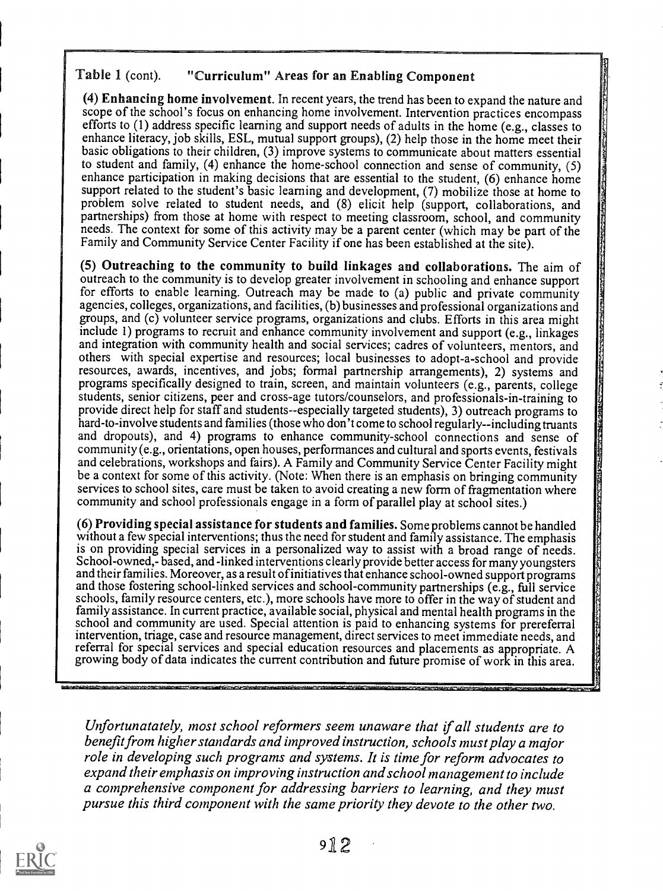Table 1 (cont). **"Curriculum" Areas for an Enabling Component**

**(4) Enhancing home involvement.** In recent years, the trend has been to expand the nature and scope of the school's focus on enhancing home involvement. Intervention practices encompass efforts to (1) address specific learning and support needs of adults in the home (e.g., classes to enhance literacy, job skills, ESL, mutual support groups), (2) help those in the home meet their basic obligations to their children, (3) improve systems to communicate about matters essential to student and family, (4) enhance the home-school connection and sense of community, (5) enhance participation in making decisions that are essential to the student, (6) enhance home support related to the student's basic learning and development, (7) mobilize those at home to problem solve related to student needs, and (8) elicit help (support, collaborations, and partnerships) from those at home with respect to meeting classroom, school, and community needs. The context for some of this activity may be a parent center (which may be part of the Family and Community Service Center Facility if one has been established at the site).

**(5) Outreaching to the community to build linkages and collaborations.** The aim of outreach to the community is to develop greater involvement in schooling and enhance support for efforts to enable learning. Outreach may be made to (a) public and private community agencies, colleges, organizations, and facilities, (b) businesses and professional organizations and groups, and (c) volunteer service programs, organizations and clubs. Efforts in this area might include 1) programs to recruit and enhance community involvement and support (e.g., linkages and integration with community health and social services; cadres of volunteers, mentors, and others with special expertise and resources; local businesses to adopt-a-school and provide resources, awards, incentives, and jobs; formal partnership arrangements), 2) systems and programs specifically designed to train, screen, and maintain volunteers (e.g., parents, college students, senior citizens, peer and cross-age tutors/counselors, and professionals-in-training to provide direct help for staff and students--especially targeted students), 3) outreach programs to hard-to-involve students and families (those who don't come to school regularly--including truants and dropouts), and 4) programs to enhance community-school connections and sense of community (e.g., orientations, open houses, performances and cultural and sports events, festivals and celebrations, workshops and fairs). A Family and Community Service Center Facility might be a context for some of this activity. (Note: When there is an emphasis on bringing community services to school sites, care must be taken to avoid creating a new form of fragmentation where community and school professionals engage in a form of parallel play at school sites.)

**(6) Providing special assistance for students and families.** Some problems cannot be handled without a few special interventions; thus the need for student and family assistance. The emphasis is on providing special services in a personalized way to assist with a broad range of needs. School-owned,- based, and -linked interventions clearly provide better access for many youngsters and their families. Moreover, as a result of initiatives that enhance school-owned support programs and those fostering school-linked services and school-community partnerships (e.g., full service schools, family resource centers, etc.), more schools have more to offer in the way of student and family assistance. In current practice, available social, physical and mental health programs in the school and community are used. Special attention is paid to enhancing systems for prereferral intervention, triage, case and resource management, direct services to meet immediate needs, and referral for special services and special education resources and placements as appropriate. A growing body of data indicates the current contribution and future promise of work in this area.

*Unfortunately, most school reformers seem unaware that if all students are to benefit from higher standards and improved instruction, schools must play a major role in developing such programs and systems. It is time for reform advocates to expand their emphasis on improving instruction and school management to include a comprehensive component for addressing barriers to learning, and they must pursue this third component with the same priority they devote to the other two.*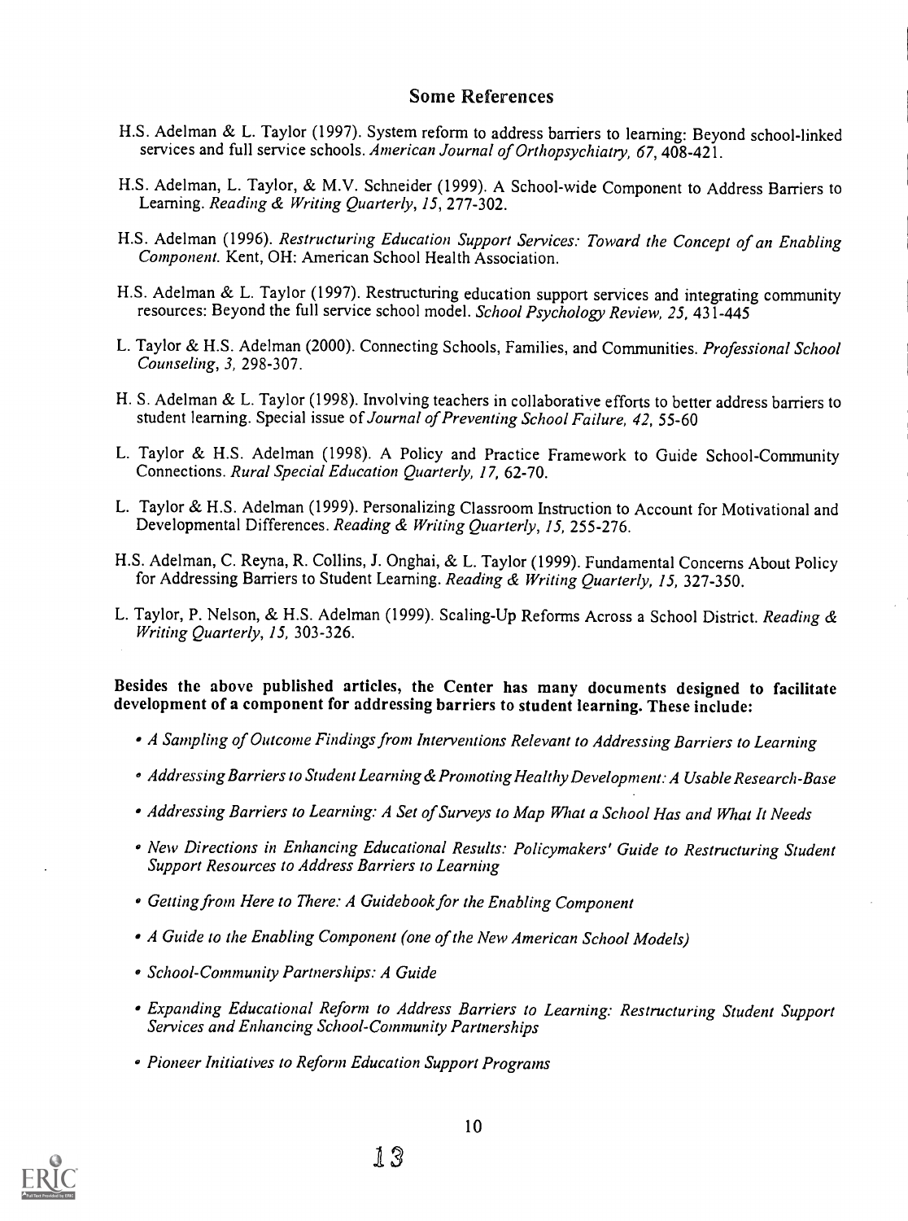## Some References

H.S. Adelman & L. Taylor (1997). System reform to address barriers to learning: Beyond school-linked services and full service schools. *American Journal of Orthopsychiatry, 67*, 408-421.

H.S. Adelman, L. Taylor, & M.V. Schneider (1999). A School-wide Component to Address Barriers to Learning. *Reading & Writing Quarterly, 15*, 277-302.

H.S. Adelman (1996). *Restructuring Education Support Services: Toward the Concept of an Enabling Component.* Kent, OH: American School Health Association.

H.S. Adelman & L. Taylor (1997). Restructuring education support services and integrating community resources: Beyond the full service school model. *School Psychology Review, 25*, 431-445

L. Taylor & H.S. Adelman (2000). Connecting Schools, Families, and Communities. *Professional School Counseling, 3*, 298-307.

H. S. Adelman & L. Taylor (1998). Involving teachers in collaborative efforts to better address barriers to student learning. Special issue of *Journal of Preventing School Failure, 42*, 55-60

L. Taylor & H.S. Adelman (1998). A Policy and Practice Framework to Guide School-Community Connections. *Rural Special Education Quarterly, 17*, 62-70.

L. Taylor & H.S. Adelman (1999). Personalizing Classroom Instruction to Account for Motivational and Developmental Differences. *Reading & Writing Quarterly, 15*, 255-276.

H.S. Adelman, C. Reyna, R. Collins, J. Onghai, & L. Taylor (1999). Fundamental Concerns About Policy for Addressing Barriers to Student Learning. *Reading & Writing Quarterly, 15*, 327-350.

L. Taylor, P. Nelson, & H.S. Adelman (1999). Scaling-Up Reforms Across a School District. *Reading & Writing Quarterly, 15*, 303-326.

**Besides the above published articles, the Center has many documents designed to facilitate development of a component for addressing barriers to student learning. These include:**

- *A Sampling of Outcome Findings from Interventions Relevant to Addressing Barriers to Learning*
- *Addressing Barriers to Student Learning & Promoting Healthy Development: A Usable Research-Base*
- *Addressing Barriers to Learning: A Set of Surveys to Map What a School Has and What It Needs*
- *New Directions in Enhancing Educational Results: Policymakers' Guide to Restructuring Student Support Resources to Address Barriers to Learning*
- *Getting from Here to There: A Guidebook for the Enabling Component*
- *A Guide to the Enabling Component (one of the New American School Models)*
- *School-Community Partnerships: A Guide*
- *Expanding Educational Reform to Address Barriers to Learning: Restructuring Student Support Services and Enhancing School-Community Partnerships*
- *Pioneer Initiatives to Reform Education Support Programs*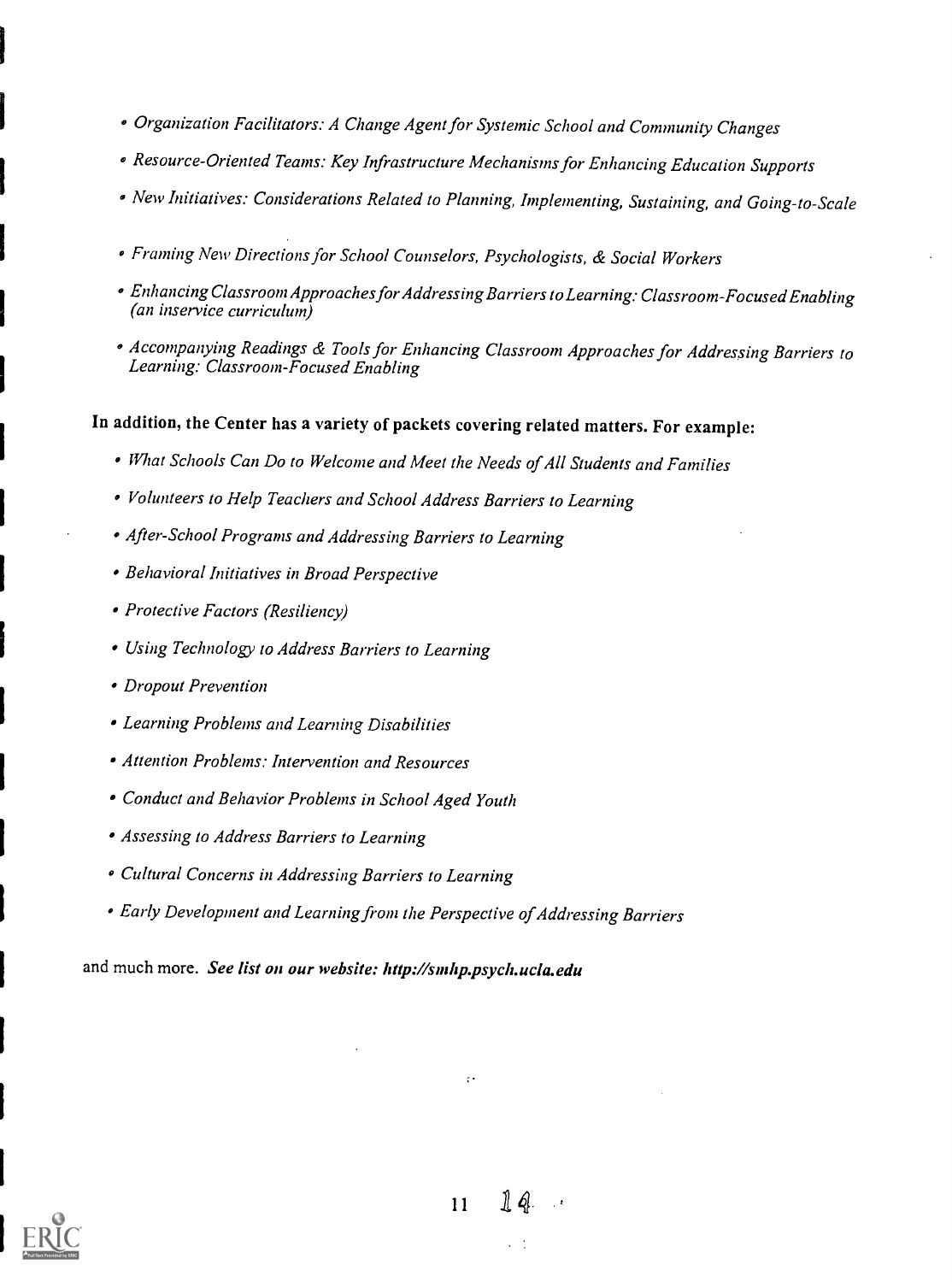- *Organization Facilitators: A Change Agent for Systemic School and Community Changes*
- *Resource-Oriented Teams: Key Infrastructure Mechanisms for Enhancing Education Supports*
- *New Initiatives: Considerations Related to Planning, Implementing, Sustaining, and Going-to-Scale*
- *Framing New Directions for School Counselors, Psychologists, & Social Workers*
- *Enhancing Classroom Approaches for Addressing Barriers to Learning: Classroom-Focused Enabling (an inservice curriculum)*
- *Accompanying Readings & Tools for Enhancing Classroom Approaches for Addressing Barriers to Learning: Classroom-Focused Enabling*

**In addition, the Center has a variety of packets covering related matters. For example:**

- *What Schools Can Do to Welcome and Meet the Needs of All Students and Families*
- *Volunteers to Help Teachers and School Address Barriers to Learning*
- *After-School Programs and Addressing Barriers to Learning*
- *Behavioral Initiatives in Broad Perspective*
- *Protective Factors (Resiliency)*
- *Using Technology to Address Barriers to Learning*
- *Dropout Prevention*
- *Learning Problems and Learning Disabilities*
- *Attention Problems: Intervention and Resources*
- *Conduct and Behavior Problems in School Aged Youth*
- *Assessing to Address Barriers to Learning*
- *Cultural Concerns in Addressing Barriers to Learning*
- *Early Development and Learning from the Perspective of Addressing Barriers*

and much more. ***See list on our website: http://smhp.psych.ucla.edu***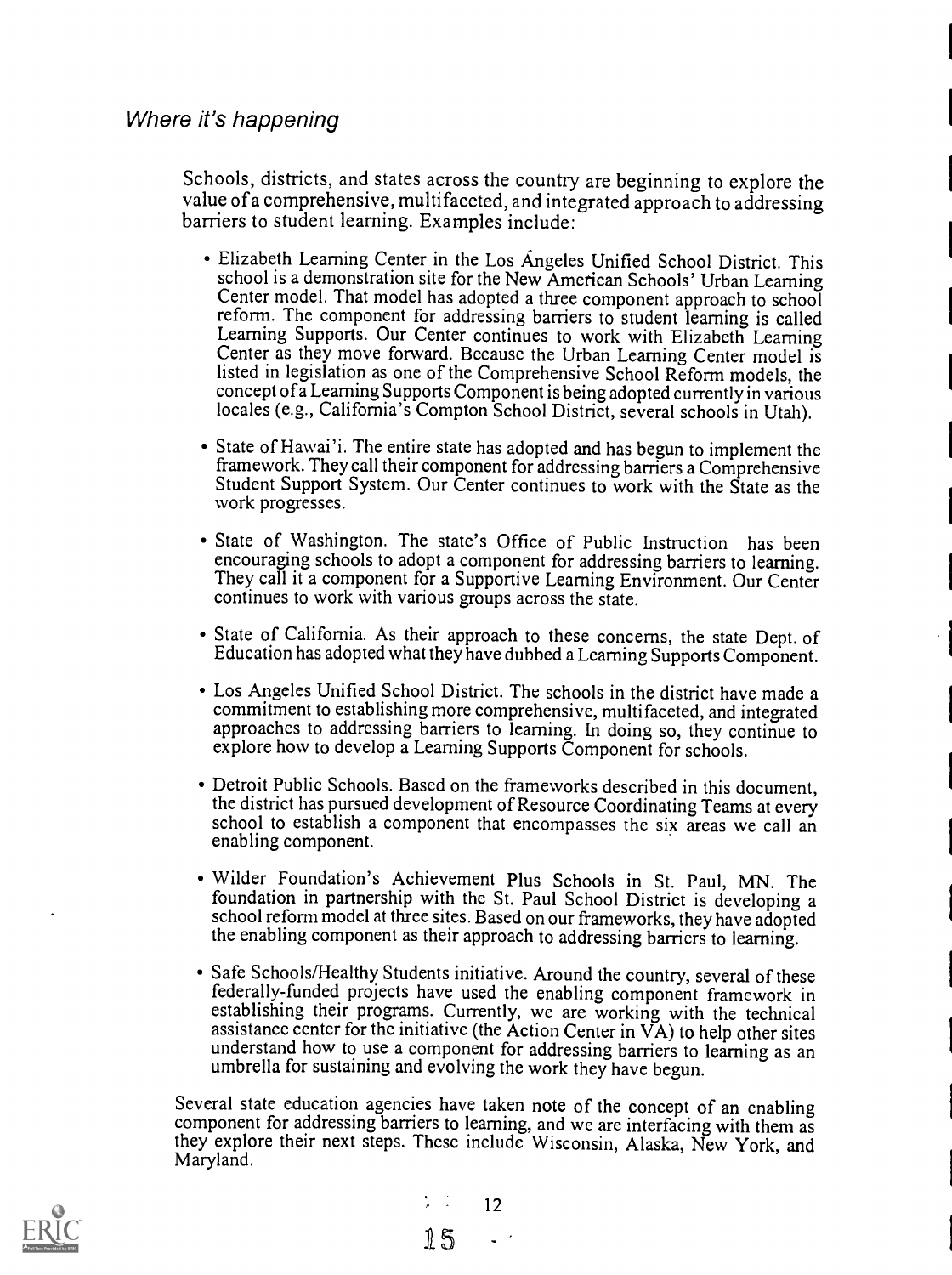## *Where it's happening*

Schools, districts, and states across the country are beginning to explore the value of a comprehensive, multifaceted, and integrated approach to addressing barriers to student learning. Examples include:

- Elizabeth Learning Center in the Los Angeles Unified School District. This school is a demonstration site for the New American Schools' Urban Learning Center model. That model has adopted a three component approach to school reform. The component for addressing barriers to student learning is called Learning Supports. Our Center continues to work with Elizabeth Learning Center as they move forward. Because the Urban Learning Center model is listed in legislation as one of the Comprehensive School Reform models, the concept of a Learning Supports Component is being adopted currently in various locales (e.g., California's Compton School District, several schools in Utah).

- State of Hawai'i. The entire state has adopted and has begun to implement the framework. They call their component for addressing barriers a Comprehensive Student Support System. Our Center continues to work with the State as the work progresses.

- State of Washington. The state's Office of Public Instruction has been encouraging schools to adopt a component for addressing barriers to learning. They call it a component for a Supportive Learning Environment. Our Center continues to work with various groups across the state.

- State of California. As their approach to these concerns, the state Dept. of Education has adopted what they have dubbed a Learning Supports Component.

- Los Angeles Unified School District. The schools in the district have made a commitment to establishing more comprehensive, multifaceted, and integrated approaches to addressing barriers to learning. In doing so, they continue to explore how to develop a Learning Supports Component for schools.

- Detroit Public Schools. Based on the frameworks described in this document, the district has pursued development of Resource Coordinating Teams at every school to establish a component that encompasses the six areas we call an enabling component.

- Wilder Foundation's Achievement Plus Schools in St. Paul, MN. The foundation in partnership with the St. Paul School District is developing a school reform model at three sites. Based on our frameworks, they have adopted the enabling component as their approach to addressing barriers to learning.

- Safe Schools/Healthy Students initiative. Around the country, several of these federally-funded projects have used the enabling component framework in establishing their programs. Currently, we are working with the technical assistance center for the initiative (the Action Center in VA) to help other sites understand how to use a component for addressing barriers to learning as an umbrella for sustaining and evolving the work they have begun.

Several state education agencies have taken note of the concept of an enabling component for addressing barriers to learning, and we are interfacing with them as they explore their next steps. These include Wisconsin, Alaska, New York, and Maryland.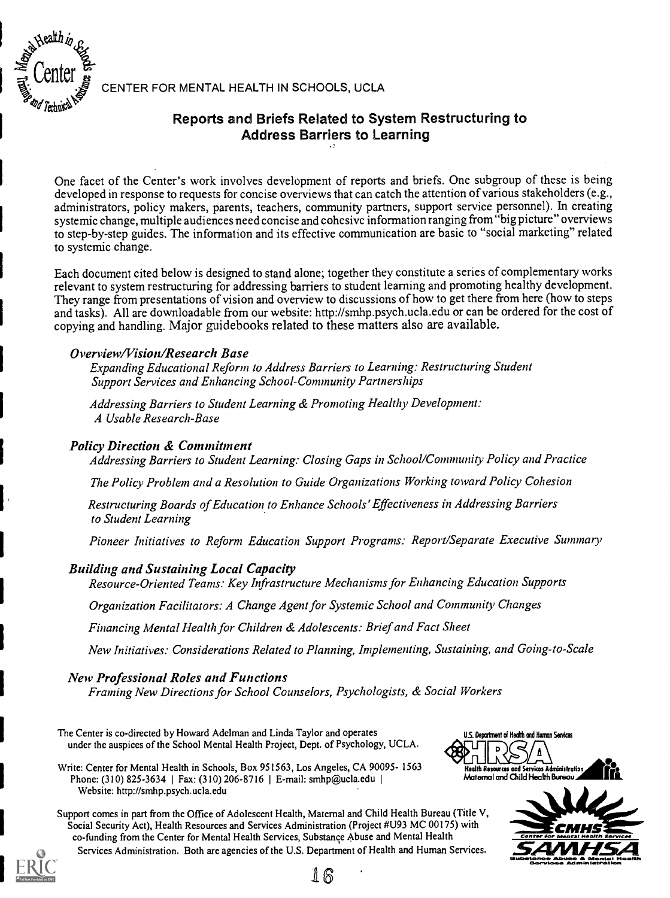CENTER FOR MENTAL HEALTH IN SCHOOLS, UCLA

## Reports and Briefs Related to System Restructuring to Address Barriers to Learning

One facet of the Center's work involves development of reports and briefs. One subgroup of these is being developed in response to requests for concise overviews that can catch the attention of various stakeholders (e.g., administrators, policy makers, parents, teachers, community partners, support service personnel). In creating systemic change, multiple audiences need concise and cohesive information ranging from "big picture" overviews to step-by-step guides. The information and its effective communication are basic to "social marketing" related to systemic change.

Each document cited below is designed to stand alone; together they constitute a series of complementary works relevant to system restructuring for addressing barriers to student learning and promoting healthy development. They range from presentations of vision and overview to discussions of how to get there from here (how to steps and tasks). All are downloadable from our website: http://smhp.psych.ucla.edu or can be ordered for the cost of copying and handling. Major guidebooks related to these matters also are available.

### *Overview/Vision/Research Base*

*Expanding Educational Reform to Address Barriers to Learning: Restructuring Student Support Services and Enhancing School-Community Partnerships*

*Addressing Barriers to Student Learning & Promoting Healthy Development: A Usable Research-Base*

### *Policy Direction & Commitment*

*Addressing Barriers to Student Learning: Closing Gaps in School/Community Policy and Practice*

*The Policy Problem and a Resolution to Guide Organizations Working toward Policy Cohesion*

*Restructuring Boards of Education to Enhance Schools' Effectiveness in Addressing Barriers to Student Learning*

*Pioneer Initiatives to Reform Education Support Programs: Report/Separate Executive Summary*

### *Building and Sustaining Local Capacity*

*Resource-Oriented Teams: Key Infrastructure Mechanisms for Enhancing Education Supports*

*Organization Facilitators: A Change Agent for Systemic School and Community Changes*

*Financing Mental Health for Children & Adolescents: Brief and Fact Sheet*

*New Initiatives: Considerations Related to Planning, Implementing, Sustaining, and Going-to-Scale*

### *New Professional Roles and Functions*

*Framing New Directions for School Counselors, Psychologists, & Social Workers*

The Center is co-directed by Howard Adelman and Linda Taylor and operates under the auspices of the School Mental Health Project, Dept. of Psychology, UCLA.

Write: Center for Mental Health in Schools, Box 951563, Los Angeles, CA 90095- 1563
Phone: (310) 825-3634 | Fax: (310) 206-8716 | E-mail: smhp@ucla.edu |
Website: http://smhp.psych.ucla.edu

Support comes in part from the Office of Adolescent Health, Maternal and Child Health Bureau (Title V, Social Security Act), Health Resources and Services Administration (Project #U93 MC 00175) with co-funding from the Center for Mental Health Services, Substance Abuse and Mental Health Services Administration. Both are agencies of the U.S. Department of Health and Human Services.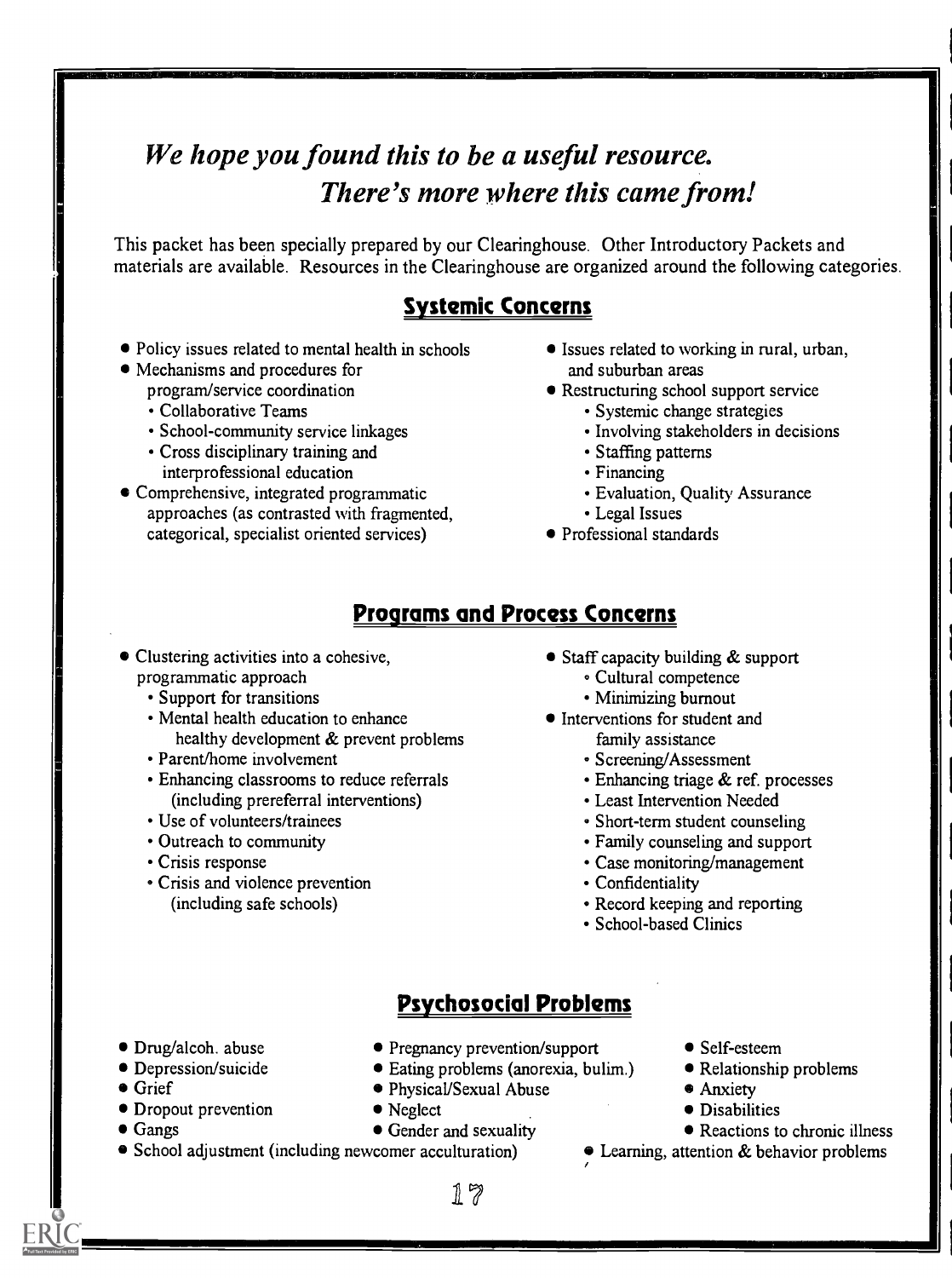## *We hope you found this to be a useful resource. There's more where this came from!*

This packet has been specially prepared by our Clearinghouse. Other Introductory Packets and materials are available. Resources in the Clearinghouse are organized around the following categories.

### Systemic Concerns

- Policy issues related to mental health in schools
- Mechanisms and procedures for program/service coordination
  - Collaborative Teams
  - School-community service linkages
  - Cross disciplinary training and interprofessional education
- Comprehensive, integrated programmatic approaches (as contrasted with fragmented, categorical, specialist oriented services)
- Issues related to working in rural, urban, and suburban areas
- Restructuring school support service
  - Systemic change strategies
  - Involving stakeholders in decisions
  - Staffing patterns
  - Financing
  - Evaluation, Quality Assurance
  - Legal Issues
- Professional standards

### Programs and Process Concerns

- Clustering activities into a cohesive, programmatic approach
  - Support for transitions
  - Mental health education to enhance healthy development & prevent problems
  - Parent/home involvement
  - Enhancing classrooms to reduce referrals (including prereferral interventions)
  - Use of volunteers/trainees
  - Outreach to community
  - Crisis response
  - Crisis and violence prevention (including safe schools)
- Staff capacity building & support
  - Cultural competence
  - Minimizing burnout
- Interventions for student and family assistance
  - Screening/Assessment
  - Enhancing triage & ref. processes
  - Least Intervention Needed
  - Short-term student counseling
  - Family counseling and support
  - Case monitoring/management
  - Confidentiality
  - Record keeping and reporting
  - School-based Clinics

### Psychosocial Problems

- Drug/alcoh. abuse
- Depression/suicide
- Grief
- Dropout prevention
- Gangs
- School adjustment (including newcomer acculturation)
- Pregnancy prevention/support
- Eating problems (anorexia, bulim.)
- Physical/Sexual Abuse
- Neglect
- Gender and sexuality
- Self-esteem
- Relationship problems
- Anxiety
- Disabilities
- Reactions to chronic illness
- Learning, attention & behavior problems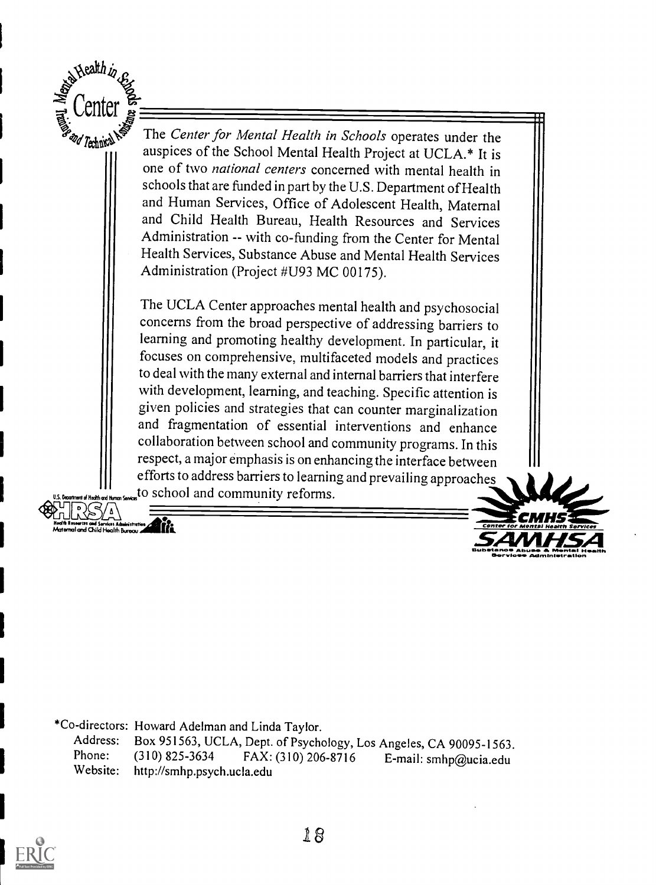The *Center for Mental Health in Schools* operates under the auspices of the School Mental Health Project at UCLA.* It is one of two *national centers* concerned with mental health in schools that are funded in part by the U.S. Department of Health and Human Services, Office of Adolescent Health, Maternal and Child Health Bureau, Health Resources and Services Administration -- with co-funding from the Center for Mental Health Services, Substance Abuse and Mental Health Services Administration (Project #U93 MC 00175).

The UCLA Center approaches mental health and psychosocial concerns from the broad perspective of addressing barriers to learning and promoting healthy development. In particular, it focuses on comprehensive, multifaceted models and practices to deal with the many external and internal barriers that interfere with development, learning, and teaching. Specific attention is given policies and strategies that can counter marginalization and fragmentation of essential interventions and enhance collaboration between school and community programs. In this respect, a major emphasis is on enhancing the interface between efforts to address barriers to learning and prevailing approaches to school and community reforms.

*Co-directors: Howard Adelman and Linda Taylor.
Address: Box 951563, UCLA, Dept. of Psychology, Los Angeles, CA 90095-1563.
Phone: (310) 825-3634 FAX: (310) 206-8716 E-mail: smhp@ucla.edu
Website: http://smhp.psych.ucla.edu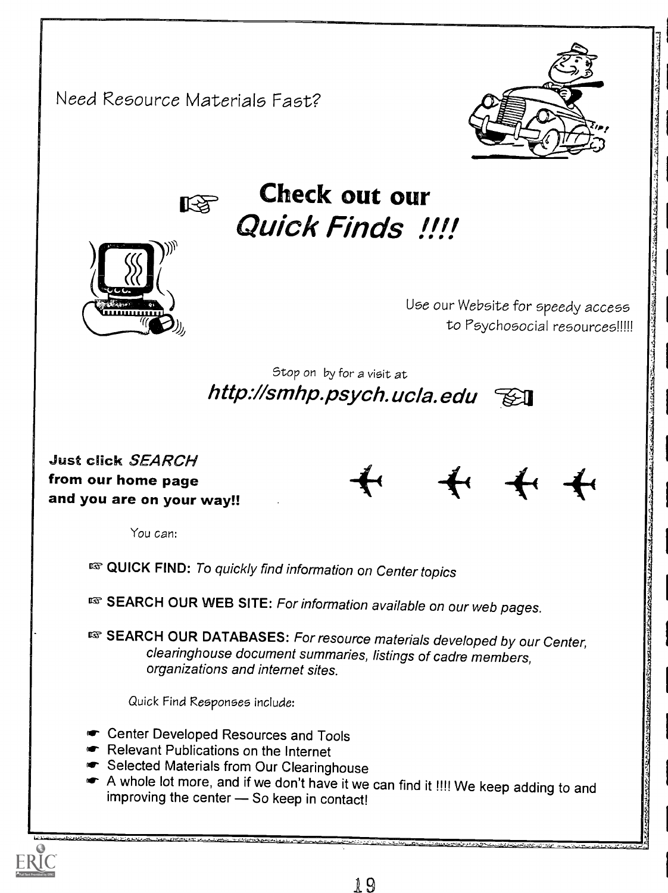Need Resource Materials Fast?

# Check out our *Quick Finds !!!!*

Use our Website for speedy access to Psychosocial resources!!!!!

Stop on by for a visit at

***http://smhp.psych.ucla.edu***

**Just click *SEARCH* from our home page and you are on your way!!**

You can:

- **QUICK FIND:** *To quickly find information on Center topics*
- **SEARCH OUR WEB SITE:** *For information available on our web pages.*
- **SEARCH OUR DATABASES:** *For resource materials developed by our Center, clearinghouse document summaries, listings of cadre members, organizations and internet sites.*

Quick Find Responses include:

- Center Developed Resources and Tools
- Relevant Publications on the Internet
- Selected Materials from Our Clearinghouse
- A whole lot more, and if we don't have it we can find it !!!! We keep adding to and improving the center — So keep in contact!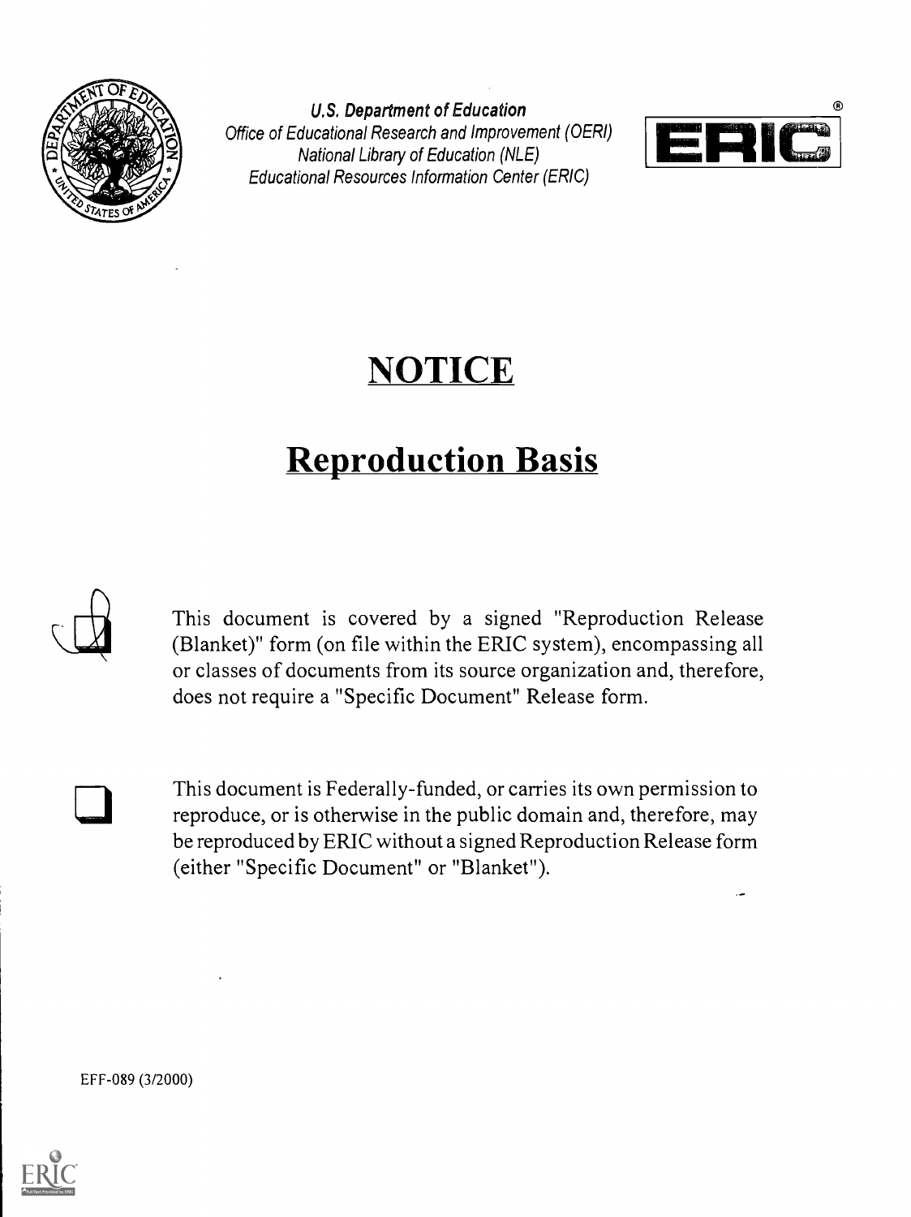U.S. Department of Education
*Office of Educational Research and Improvement (OERI)*
*National Library of Education (NLE)*
*Educational Resources Information Center (ERIC)*

ERIC®

# NOTICE

# Reproduction Basis

☑ This document is covered by a signed "Reproduction Release (Blanket)" form (on file within the ERIC system), encompassing all or classes of documents from its source organization and, therefore, does not require a "Specific Document" Release form.

☐ This document is Federally-funded, or carries its own permission to reproduce, or is otherwise in the public domain and, therefore, may be reproduced by ERIC without a signed Reproduction Release form (either "Specific Document" or "Blanket").

EFF-089 (3/2000)